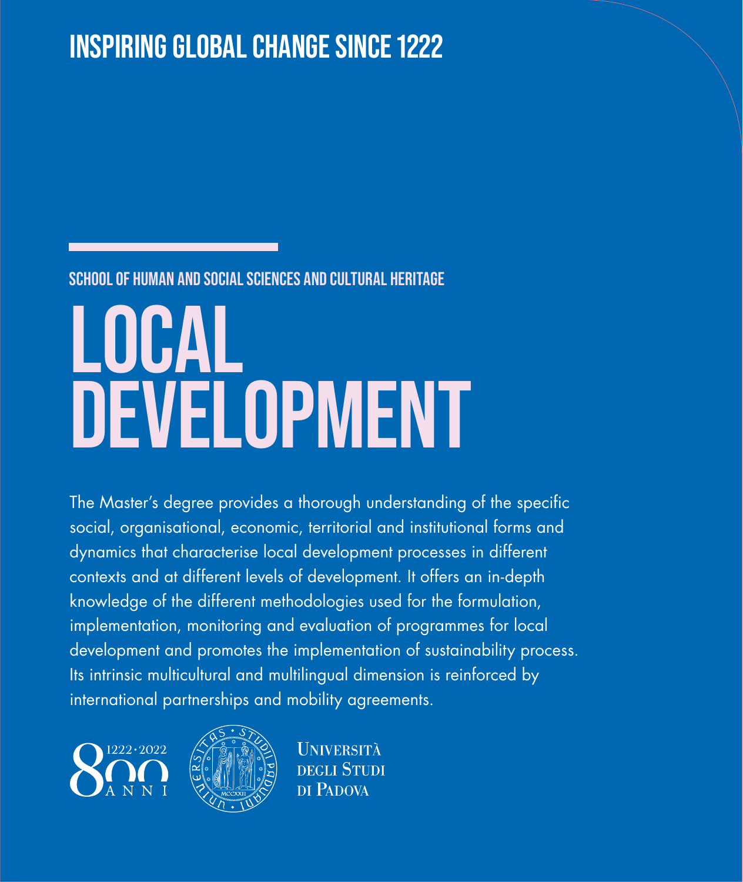## INSPIRING GLOBAL CHANGE SINCE 1222

### SCHOOL OF HUMAN AND SOCIAL SCIENCES AND CULTURAL HERITAGE

# LOCAL DEVELOPMENT

The Master's degree provides a thorough understanding of the specific social, organisational, economic, territorial and institutional forms and dynamics that characterise local development processes in different contexts and at different levels of development. It offers an in-depth knowledge of the different methodologies used for the formulation, implementation, monitoring and evaluation of programmes for local development and promotes the implementation of sustainability process. Its intrinsic multicultural and multilingual dimension is reinforced by international partnerships and mobility agreements.

800 ANNI 1222 · 2022

Università degli Studi di Padova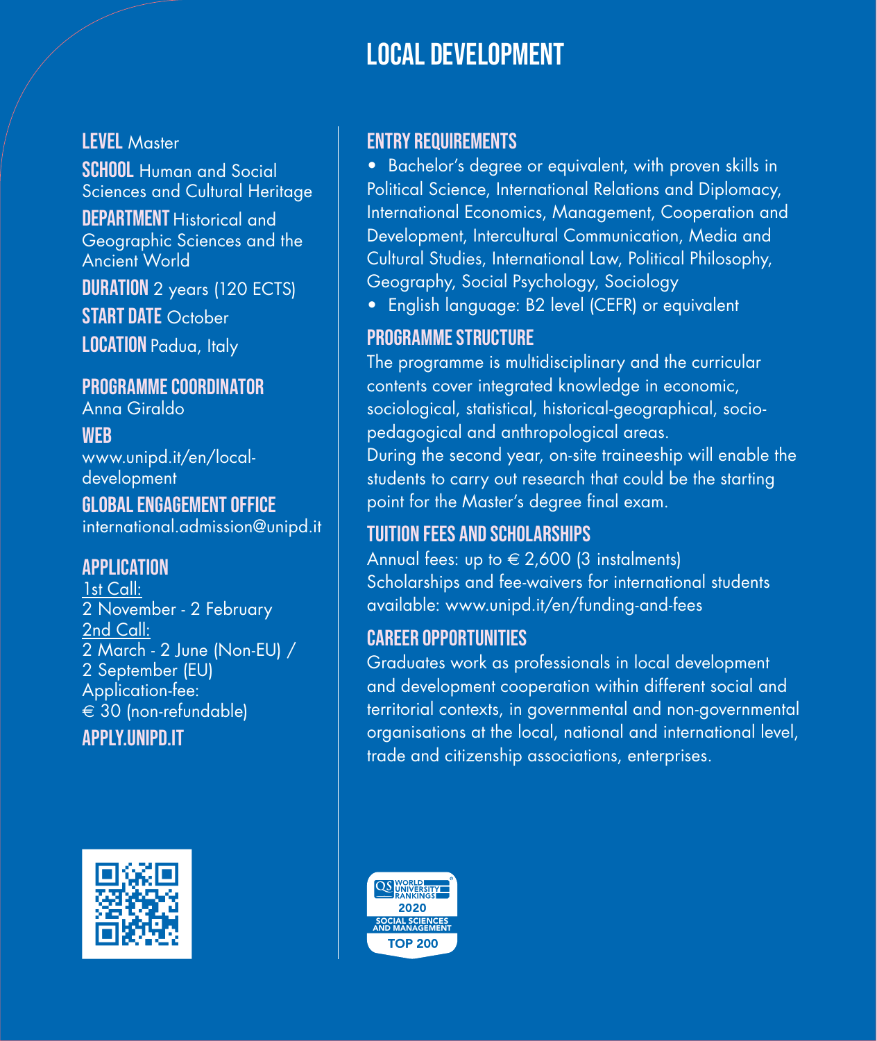# LOCAL DEVELOPMENT

**LEVEL** Master

**SCHOOL** Human and Social Sciences and Cultural Heritage

**DEPARTMENT** Historical and Geographic Sciences and the Ancient World

**DURATION** 2 years (120 ECTS)

**START DATE** October

**LOCATION** Padua, Italy

## PROGRAMME COORDINATOR

Anna Giraldo

## WEB

www.unipd.it/en/local-development

## GLOBAL ENGAGEMENT OFFICE

international.admission@unipd.it

## APPLICATION

1st Call:
2 November - 2 February
2nd Call:
2 March - 2 June (Non-EU) /
2 September (EU)
Application-fee:
€ 30 (non-refundable)

## APPLY.UNIPD.IT

## ENTRY REQUIREMENTS

- Bachelor's degree or equivalent, with proven skills in Political Science, International Relations and Diplomacy, International Economics, Management, Cooperation and Development, Intercultural Communication, Media and Cultural Studies, International Law, Political Philosophy, Geography, Social Psychology, Sociology
- English language: B2 level (CEFR) or equivalent

## PROGRAMME STRUCTURE

The programme is multidisciplinary and the curricular contents cover integrated knowledge in economic, sociological, statistical, historical-geographical, socio-pedagogical and anthropological areas.
During the second year, on-site traineeship will enable the students to carry out research that could be the starting point for the Master's degree final exam.

## TUITION FEES AND SCHOLARSHIPS

Annual fees: up to € 2,600 (3 instalments)
Scholarships and fee-waivers for international students available: www.unipd.it/en/funding-and-fees

## CAREER OPPORTUNITIES

Graduates work as professionals in local development and development cooperation within different social and territorial contexts, in governmental and non-governmental organisations at the local, national and international level, trade and citizenship associations, enterprises.

QS WORLD UNIVERSITY RANKINGS 2020
SOCIAL SCIENCES AND MANAGEMENT
TOP 200